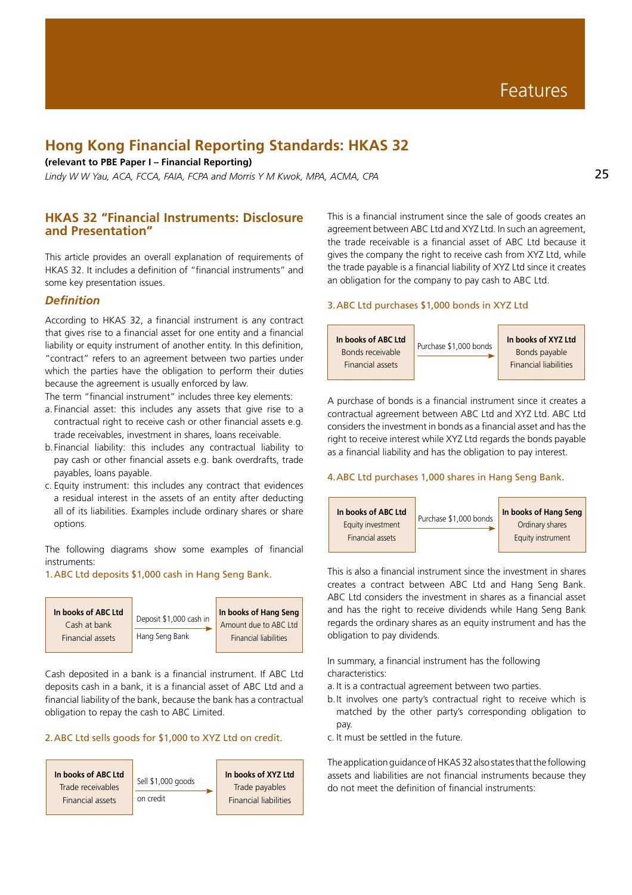# Hong Kong Financial Reporting Standards: HKAS 32

**(relevant to PBE Paper I – Financial Reporting)**

*Lindy W W Yau, ACA, FCCA, FAIA, FCPA and Morris Y M Kwok, MPA, ACMA, CPA*

## HKAS 32 "Financial Instruments: Disclosure and Presentation"

This article provides an overall explanation of requirements of HKAS 32. It includes a definition of "financial instruments" and some key presentation issues.

### *Definition*

According to HKAS 32, a financial instrument is any contract that gives rise to a financial asset for one entity and a financial liability or equity instrument of another entity. In this definition, "contract" refers to an agreement between two parties under which the parties have the obligation to perform their duties because the agreement is usually enforced by law.

The term "financial instrument" includes three key elements:

a. Financial asset: this includes any assets that give rise to a contractual right to receive cash or other financial assets e.g. trade receivables, investment in shares, loans receivable.
b. Financial liability: this includes any contractual liability to pay cash or other financial assets e.g. bank overdrafts, trade payables, loans payable.
c. Equity instrument: this includes any contract that evidences a residual interest in the assets of an entity after deducting all of its liabilities. Examples include ordinary shares or share options.

The following diagrams show some examples of financial instruments:

1. ABC Ltd deposits $1,000 cash in Hang Seng Bank.

| In books of ABC Ltd | | In books of Hang Seng |
|---|---|---|
| Cash at bank | Deposit $1,000 cash in Hang Seng Bank → | Amount due to ABC Ltd |
| Financial assets | | Financial liabilities |

Cash deposited in a bank is a financial instrument. If ABC Ltd deposits cash in a bank, it is a financial asset of ABC Ltd and a financial liability of the bank, because the bank has a contractual obligation to repay the cash to ABC Limited.

2. ABC Ltd sells goods for $1,000 to XYZ Ltd on credit.

| In books of ABC Ltd | | In books of XYZ Ltd |
|---|---|---|
| Trade receivables | Sell $1,000 goods on credit → | Trade payables |
| Financial assets | | Financial liabilities |

This is a financial instrument since the sale of goods creates an agreement between ABC Ltd and XYZ Ltd. In such an agreement, the trade receivable is a financial asset of ABC Ltd because it gives the company the right to receive cash from XYZ Ltd, while the trade payable is a financial liability of XYZ Ltd since it creates an obligation for the company to pay cash to ABC Ltd.

3. ABC Ltd purchases $1,000 bonds in XYZ Ltd

| In books of ABC Ltd | | In books of XYZ Ltd |
|---|---|---|
| Bonds receivable | Purchase $1,000 bonds → | Bonds payable |
| Financial assets | | Financial liabilities |

A purchase of bonds is a financial instrument since it creates a contractual agreement between ABC Ltd and XYZ Ltd. ABC Ltd considers the investment in bonds as a financial asset and has the right to receive interest while XYZ Ltd regards the bonds payable as a financial liability and has the obligation to pay interest.

4. ABC Ltd purchases 1,000 shares in Hang Seng Bank.

| In books of ABC Ltd | | In books of Hang Seng |
|---|---|---|
| Equity investment | Purchase $1,000 bonds → | Ordinary shares |
| Financial assets | | Equity instrument |

This is also a financial instrument since the investment in shares creates a contract between ABC Ltd and Hang Seng Bank. ABC Ltd considers the investment in shares as a financial asset and has the right to receive dividends while Hang Seng Bank regards the ordinary shares as an equity instrument and has the obligation to pay dividends.

In summary, a financial instrument has the following characteristics:

a. It is a contractual agreement between two parties.
b. It involves one party's contractual right to receive which is matched by the other party's corresponding obligation to pay.
c. It must be settled in the future.

The application guidance of HKAS 32 also states that the following assets and liabilities are not financial instruments because they do not meet the definition of financial instruments: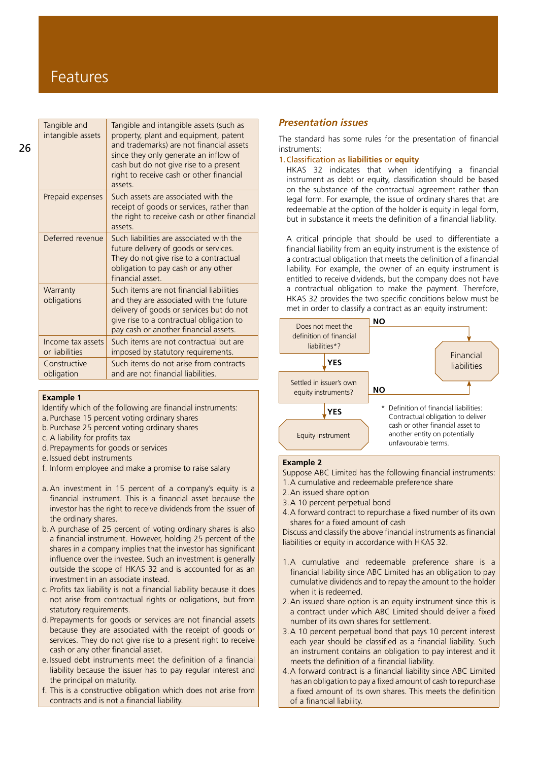# Features

| Tangible and intangible assets | Tangible and intangible assets (such as property, plant and equipment, patent and trademarks) are not financial assets since they only generate an inflow of cash but do not give rise to a present right to receive cash or other financial assets. |
|---|---|
| Prepaid expenses | Such assets are associated with the receipt of goods or services, rather than the right to receive cash or other financial assets. |
| Deferred revenue | Such liabilities are associated with the future delivery of goods or services. They do not give rise to a contractual obligation to pay cash or any other financial asset. |
| Warranty obligations | Such items are not financial liabilities and they are associated with the future delivery of goods or services but do not give rise to a contractual obligation to pay cash or another financial assets. |
| Income tax assets or liabilities | Such items are not contractual but are imposed by statutory requirements. |
| Constructive obligation | Such items do not arise from contracts and are not financial liabilities. |

**Example 1**

Identify which of the following are financial instruments:

a. Purchase 15 percent voting ordinary shares
b. Purchase 25 percent voting ordinary shares
c. A liability for profits tax
d. Prepayments for goods or services
e. Issued debt instruments
f. Inform employee and make a promise to raise salary

a. An investment in 15 percent of a company's equity is a financial instrument. This is a financial asset because the investor has the right to receive dividends from the issuer of the ordinary shares.
b. A purchase of 25 percent of voting ordinary shares is also a financial instrument. However, holding 25 percent of the shares in a company implies that the investor has significant influence over the investee. Such an investment is generally outside the scope of HKAS 32 and is accounted for as an investment in an associate instead.
c. Profits tax liability is not a financial liability because it does not arise from contractual rights or obligations, but from statutory requirements.
d. Prepayments for goods or services are not financial assets because they are associated with the receipt of goods or services. They do not give rise to a present right to receive cash or any other financial asset.
e. Issued debt instruments meet the definition of a financial liability because the issuer has to pay regular interest and the principal on maturity.
f. This is a constructive obligation which does not arise from contracts and is not a financial liability.

## *Presentation issues*

The standard has some rules for the presentation of financial instruments:

### 1. Classification as **liabilities** or **equity**

HKAS 32 indicates that when identifying a financial instrument as debt or equity, classification should be based on the substance of the contractual agreement rather than legal form. For example, the issue of ordinary shares that are redeemable at the option of the holder is equity in legal form, but in substance it meets the definition of a financial liability.

A critical principle that should be used to differentiate a financial liability from an equity instrument is the existence of a contractual obligation that meets the definition of a financial liability. For example, the owner of an equity instrument is entitled to receive dividends, but the company does not have a contractual obligation to make the payment. Therefore, HKAS 32 provides the two specific conditions below must be met in order to classify a contract as an equity instrument:

Does not meet the definition of financial liabilities*? — NO → Financial liabilities; YES → Settled in issuer's own equity instruments? — NO → Financial liabilities; YES → Equity instrument

\* Definition of financial liabilities: Contractual obligation to deliver cash or other financial asset to another entity on potentially unfavourable terms.

**Example 2**

Suppose ABC Limited has the following financial instruments:

1. A cumulative and redeemable preference share
2. An issued share option
3. A 10 percent perpetual bond
4. A forward contract to repurchase a fixed number of its own shares for a fixed amount of cash

Discuss and classify the above financial instruments as financial liabilities or equity in accordance with HKAS 32.

1. A cumulative and redeemable preference share is a financial liability since ABC Limited has an obligation to pay cumulative dividends and to repay the amount to the holder when it is redeemed.
2. An issued share option is an equity instrument since this is a contract under which ABC Limited should deliver a fixed number of its own shares for settlement.
3. A 10 percent perpetual bond that pays 10 percent interest each year should be classified as a financial liability. Such an instrument contains an obligation to pay interest and it meets the definition of a financial liability.
4. A forward contract is a financial liability since ABC Limited has an obligation to pay a fixed amount of cash to repurchase a fixed amount of its own shares. This meets the definition of a financial liability.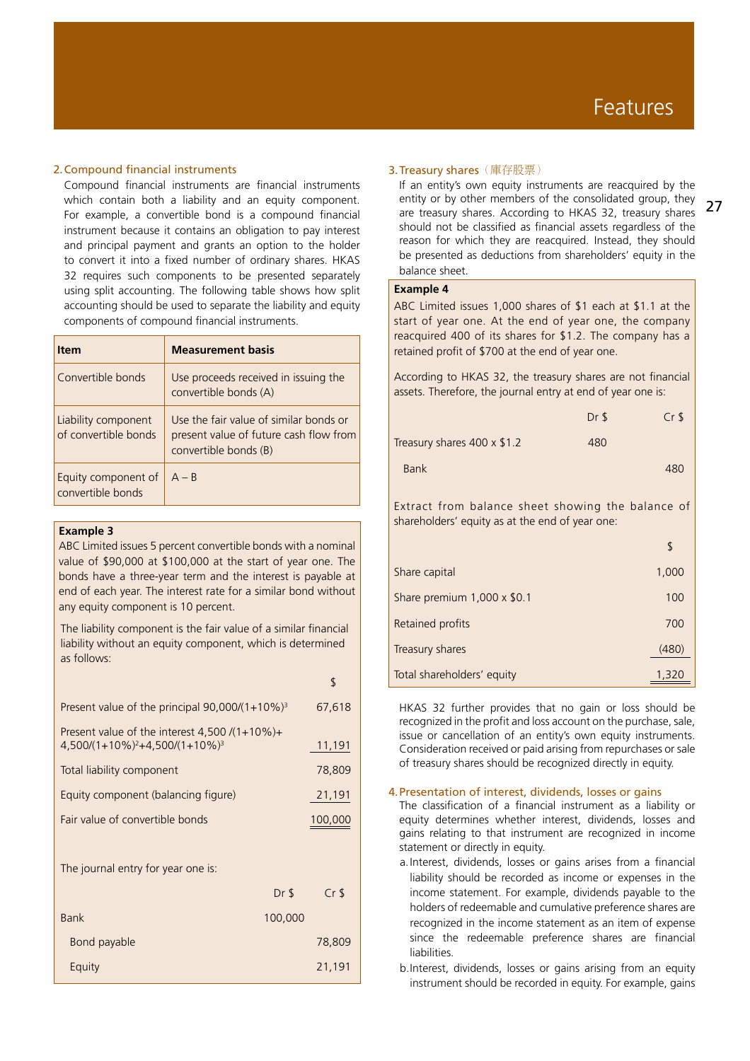## 2. Compound financial instruments

Compound financial instruments are financial instruments which contain both a liability and an equity component. For example, a convertible bond is a compound financial instrument because it contains an obligation to pay interest and principal payment and grants an option to the holder to convert it into a fixed number of ordinary shares. HKAS 32 requires such components to be presented separately using split accounting. The following table shows how split accounting should be used to separate the liability and equity components of compound financial instruments.

| Item | Measurement basis |
|---|---|
| Convertible bonds | Use proceeds received in issuing the convertible bonds (A) |
| Liability component of convertible bonds | Use the fair value of similar bonds or present value of future cash flow from convertible bonds (B) |
| Equity component of convertible bonds | A – B |

**Example 3**

ABC Limited issues 5 percent convertible bonds with a nominal value of $90,000 at $100,000 at the start of year one. The bonds have a three-year term and the interest is payable at end of each year. The interest rate for a similar bond without any equity component is 10 percent.

The liability component is the fair value of a similar financial liability without an equity component, which is determined as follows:

| | $ |
|---|---|
| Present value of the principal $90,000/(1+10\%)^3$ | 67,618 |
| Present value of the interest $4,500/(1+10\%)+4,500/(1+10\%)^2+4,500/(1+10\%)^3$ | 11,191 |
| Total liability component | 78,809 |
| Equity component (balancing figure) | 21,191 |
| Fair value of convertible bonds | 100,000 |

The journal entry for year one is:

| | Dr $ | Cr $ |
|---|---|---|
| Bank | 100,000 | |
| Bond payable | | 78,809 |
| Equity | | 21,191 |

## 3. Treasury shares（庫存股票）

If an entity's own equity instruments are reacquired by the entity or by other members of the consolidated group, they are treasury shares. According to HKAS 32, treasury shares should not be classified as financial assets regardless of the reason for which they are reacquired. Instead, they should be presented as deductions from shareholders' equity in the balance sheet.

**Example 4**

ABC Limited issues 1,000 shares of $1 each at $1.1 at the start of year one. At the end of year one, the company reacquired 400 of its shares for $1.2. The company has a retained profit of $700 at the end of year one.

According to HKAS 32, the treasury shares are not financial assets. Therefore, the journal entry at end of year one is:

| | Dr $ | Cr $ |
|---|---|---|
| Treasury shares 400 x $1.2 | 480 | |
| Bank | | 480 |

Extract from balance sheet showing the balance of shareholders' equity as at the end of year one:

| | $ |
|---|---|
| Share capital | 1,000 |
| Share premium 1,000 x $0.1 | 100 |
| Retained profits | 700 |
| Treasury shares | (480) |
| Total shareholders' equity | 1,320 |

HKAS 32 further provides that no gain or loss should be recognized in the profit and loss account on the purchase, sale, issue or cancellation of an entity's own equity instruments. Consideration received or paid arising from repurchases or sale of treasury shares should be recognized directly in equity.

## 4. Presentation of interest, dividends, losses or gains

The classification of a financial instrument as a liability or equity determines whether interest, dividends, losses and gains relating to that instrument are recognized in income statement or directly in equity.

a. Interest, dividends, losses or gains arises from a financial liability should be recorded as income or expenses in the income statement. For example, dividends payable to the holders of redeemable and cumulative preference shares are recognized in the income statement as an item of expense since the redeemable preference shares are financial liabilities.

b. Interest, dividends, losses or gains arising from an equity instrument should be recorded in equity. For example, gains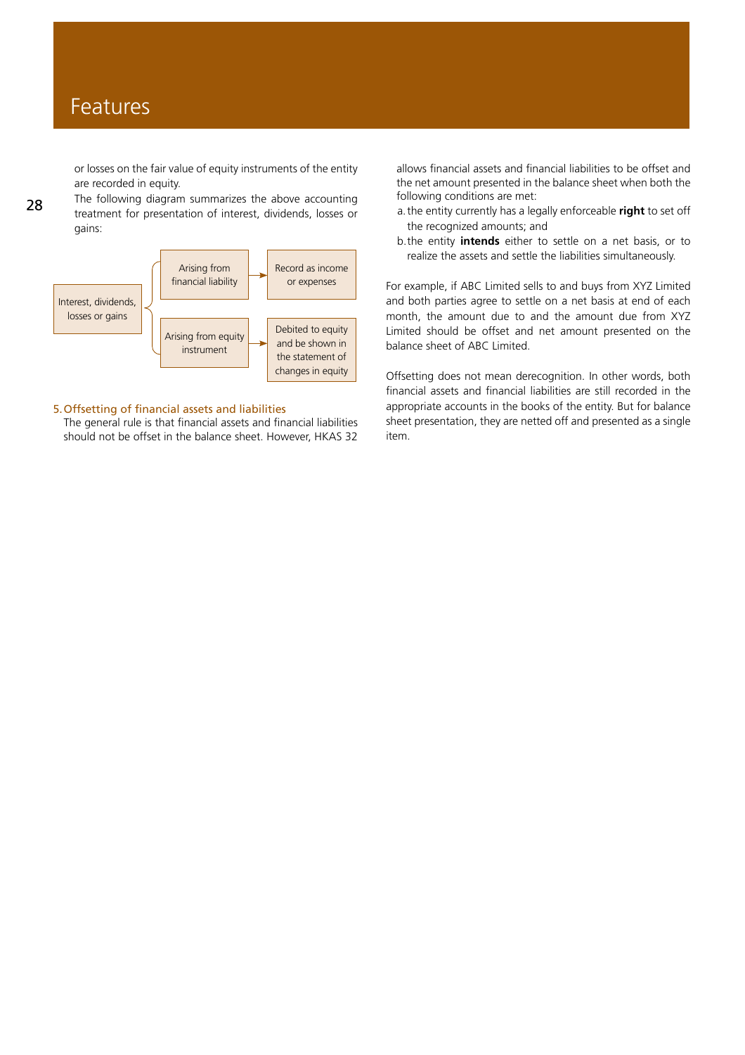# Features

or losses on the fair value of equity instruments of the entity are recorded in equity.

The following diagram summarizes the above accounting treatment for presentation of interest, dividends, losses or gains:

Interest, dividends, losses or gains

Arising from financial liability → Record as income or expenses

Arising from equity instrument → Debited to equity and be shown in the statement of changes in equity

## 5. Offsetting of financial assets and liabilities

The general rule is that financial assets and financial liabilities should not be offset in the balance sheet. However, HKAS 32 allows financial assets and financial liabilities to be offset and the net amount presented in the balance sheet when both the following conditions are met:

a. the entity currently has a legally enforceable **right** to set off the recognized amounts; and
b. the entity **intends** either to settle on a net basis, or to realize the assets and settle the liabilities simultaneously.

For example, if ABC Limited sells to and buys from XYZ Limited and both parties agree to settle on a net basis at end of each month, the amount due to and the amount due from XYZ Limited should be offset and net amount presented on the balance sheet of ABC Limited.

Offsetting does not mean derecognition. In other words, both financial assets and financial liabilities are still recorded in the appropriate accounts in the books of the entity. But for balance sheet presentation, they are netted off and presented as a single item.